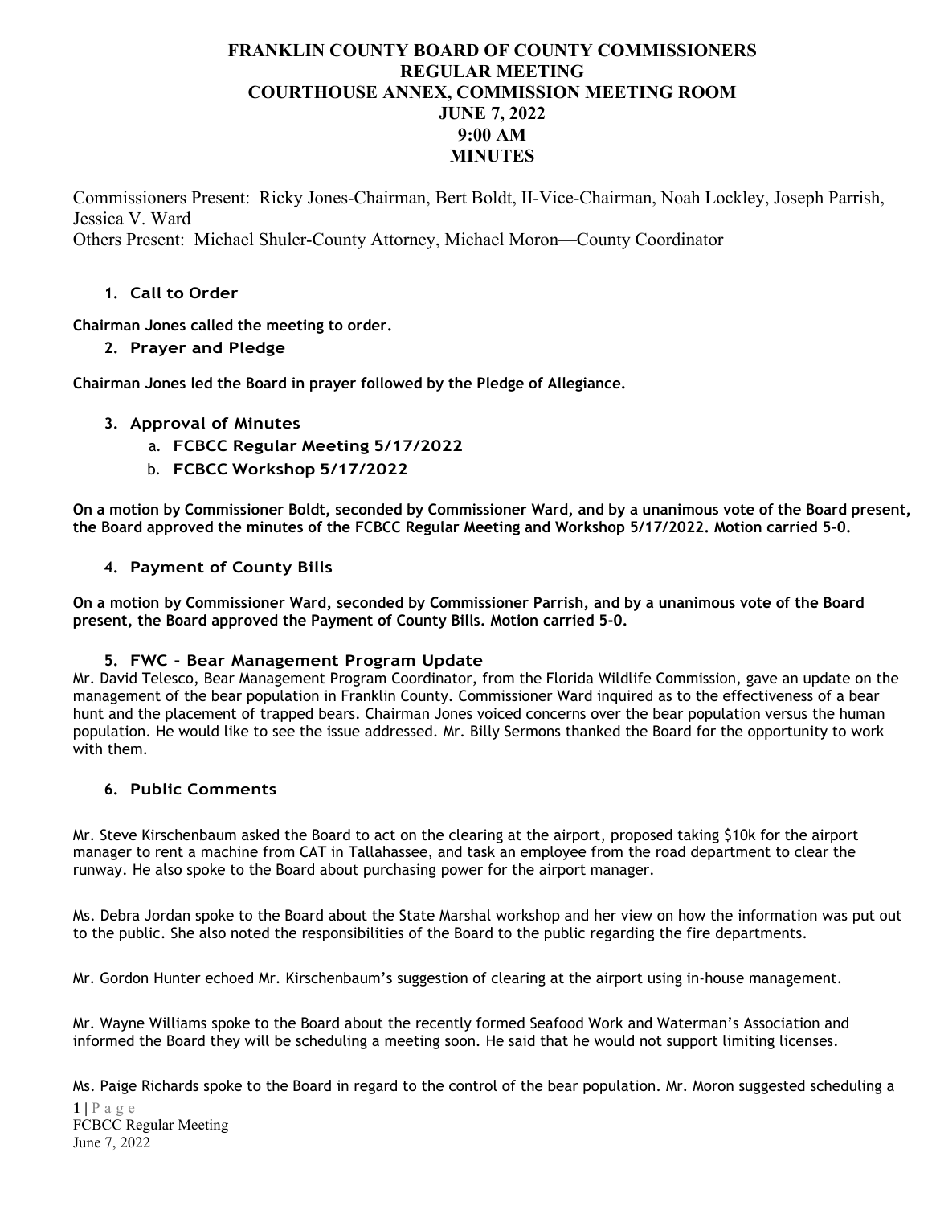# FRANKLIN COUNTY BOARD OF COUNTY COMMISSIONERS
# REGULAR MEETING
# COURTHOUSE ANNEX, COMMISSION MEETING ROOM
# JUNE 7, 2022
# 9:00 AM
# MINUTES

Commissioners Present: Ricky Jones-Chairman, Bert Boldt, II-Vice-Chairman, Noah Lockley, Joseph Parrish, Jessica V. Ward
Others Present: Michael Shuler-County Attorney, Michael Moron—County Coordinator

## 1. Call to Order

**Chairman Jones called the meeting to order.**

## 2. Prayer and Pledge

**Chairman Jones led the Board in prayer followed by the Pledge of Allegiance.**

## 3. Approval of Minutes

a. **FCBCC Regular Meeting 5/17/2022**
b. **FCBCC Workshop 5/17/2022**

**On a motion by Commissioner Boldt, seconded by Commissioner Ward, and by a unanimous vote of the Board present, the Board approved the minutes of the FCBCC Regular Meeting and Workshop 5/17/2022. Motion carried 5-0.**

## 4. Payment of County Bills

**On a motion by Commissioner Ward, seconded by Commissioner Parrish, and by a unanimous vote of the Board present, the Board approved the Payment of County Bills. Motion carried 5-0.**

## 5. FWC - Bear Management Program Update

Mr. David Telesco, Bear Management Program Coordinator, from the Florida Wildlife Commission, gave an update on the management of the bear population in Franklin County. Commissioner Ward inquired as to the effectiveness of a bear hunt and the placement of trapped bears. Chairman Jones voiced concerns over the bear population versus the human population. He would like to see the issue addressed. Mr. Billy Sermons thanked the Board for the opportunity to work with them.

## 6. Public Comments

Mr. Steve Kirschenbaum asked the Board to act on the clearing at the airport, proposed taking $10k for the airport manager to rent a machine from CAT in Tallahassee, and task an employee from the road department to clear the runway. He also spoke to the Board about purchasing power for the airport manager.

Ms. Debra Jordan spoke to the Board about the State Marshal workshop and her view on how the information was put out to the public. She also noted the responsibilities of the Board to the public regarding the fire departments.

Mr. Gordon Hunter echoed Mr. Kirschenbaum's suggestion of clearing at the airport using in-house management.

Mr. Wayne Williams spoke to the Board about the recently formed Seafood Work and Waterman's Association and informed the Board they will be scheduling a meeting soon. He said that he would not support limiting licenses.

Ms. Paige Richards spoke to the Board in regard to the control of the bear population. Mr. Moron suggested scheduling a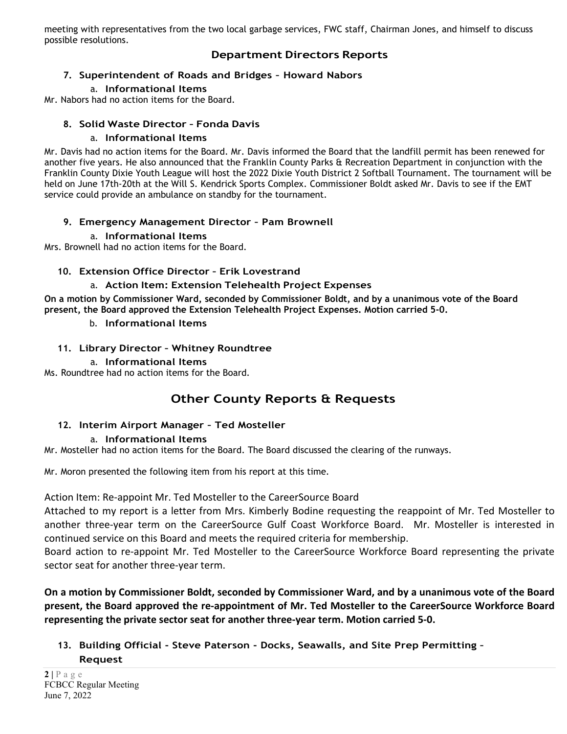meeting with representatives from the two local garbage services, FWC staff, Chairman Jones, and himself to discuss possible resolutions.

## Department Directors Reports

### 7. Superintendent of Roads and Bridges – Howard Nabors

a. **Informational Items**

Mr. Nabors had no action items for the Board.

### 8. Solid Waste Director – Fonda Davis

a. **Informational Items**

Mr. Davis had no action items for the Board. Mr. Davis informed the Board that the landfill permit has been renewed for another five years. He also announced that the Franklin County Parks & Recreation Department in conjunction with the Franklin County Dixie Youth League will host the 2022 Dixie Youth District 2 Softball Tournament. The tournament will be held on June 17th-20th at the Will S. Kendrick Sports Complex. Commissioner Boldt asked Mr. Davis to see if the EMT service could provide an ambulance on standby for the tournament.

### 9. Emergency Management Director – Pam Brownell

a. **Informational Items**

Mrs. Brownell had no action items for the Board.

### 10. Extension Office Director – Erik Lovestrand

a. **Action Item: Extension Telehealth Project Expenses**

**On a motion by Commissioner Ward, seconded by Commissioner Boldt, and by a unanimous vote of the Board present, the Board approved the Extension Telehealth Project Expenses. Motion carried 5-0.**

b. **Informational Items**

### 11. Library Director – Whitney Roundtree

a. **Informational Items**

Ms. Roundtree had no action items for the Board.

## Other County Reports & Requests

### 12. Interim Airport Manager – Ted Mosteller

a. **Informational Items**

Mr. Mosteller had no action items for the Board. The Board discussed the clearing of the runways.

Mr. Moron presented the following item from his report at this time.

Action Item: Re-appoint Mr. Ted Mosteller to the CareerSource Board

Attached to my report is a letter from Mrs. Kimberly Bodine requesting the reappoint of Mr. Ted Mosteller to another three-year term on the CareerSource Gulf Coast Workforce Board. Mr. Mosteller is interested in continued service on this Board and meets the required criteria for membership.

Board action to re-appoint Mr. Ted Mosteller to the CareerSource Workforce Board representing the private sector seat for another three-year term.

**On a motion by Commissioner Boldt, seconded by Commissioner Ward, and by a unanimous vote of the Board present, the Board approved the re-appointment of Mr. Ted Mosteller to the CareerSource Workforce Board representing the private sector seat for another three-year term. Motion carried 5-0.**

### 13. Building Official - Steve Paterson - Docks, Seawalls, and Site Prep Permitting – Request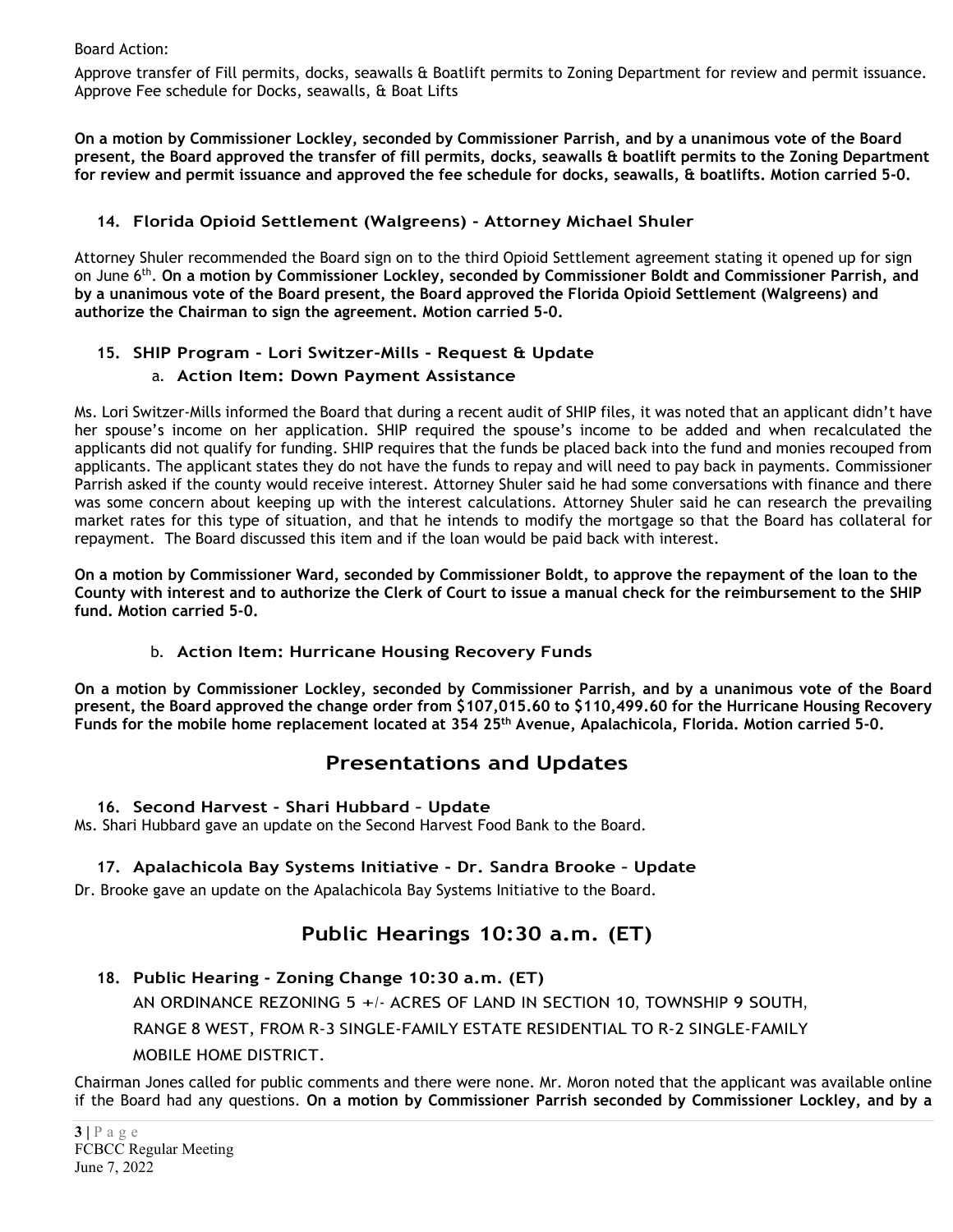Board Action:

Approve transfer of Fill permits, docks, seawalls & Boatlift permits to Zoning Department for review and permit issuance. Approve Fee schedule for Docks, seawalls, & Boat Lifts

**On a motion by Commissioner Lockley, seconded by Commissioner Parrish, and by a unanimous vote of the Board present, the Board approved the transfer of fill permits, docks, seawalls & boatlift permits to the Zoning Department for review and permit issuance and approved the fee schedule for docks, seawalls, & boatlifts. Motion carried 5-0.**

### 14. Florida Opioid Settlement (Walgreens) - Attorney Michael Shuler

Attorney Shuler recommended the Board sign on to the third Opioid Settlement agreement stating it opened up for sign on June 6th. **On a motion by Commissioner Lockley, seconded by Commissioner Boldt and Commissioner Parrish, and by a unanimous vote of the Board present, the Board approved the Florida Opioid Settlement (Walgreens) and authorize the Chairman to sign the agreement. Motion carried 5-0.**

### 15. SHIP Program – Lori Switzer-Mills – Request & Update

#### a. Action Item: Down Payment Assistance

Ms. Lori Switzer-Mills informed the Board that during a recent audit of SHIP files, it was noted that an applicant didn't have her spouse's income on her application. SHIP required the spouse's income to be added and when recalculated the applicants did not qualify for funding. SHIP requires that the funds be placed back into the fund and monies recouped from applicants. The applicant states they do not have the funds to repay and will need to pay back in payments. Commissioner Parrish asked if the county would receive interest. Attorney Shuler said he had some conversations with finance and there was some concern about keeping up with the interest calculations. Attorney Shuler said he can research the prevailing market rates for this type of situation, and that he intends to modify the mortgage so that the Board has collateral for repayment. The Board discussed this item and if the loan would be paid back with interest.

**On a motion by Commissioner Ward, seconded by Commissioner Boldt, to approve the repayment of the loan to the County with interest and to authorize the Clerk of Court to issue a manual check for the reimbursement to the SHIP fund. Motion carried 5-0.**

#### b. Action Item: Hurricane Housing Recovery Funds

**On a motion by Commissioner Lockley, seconded by Commissioner Parrish, and by a unanimous vote of the Board present, the Board approved the change order from $107,015.60 to $110,499.60 for the Hurricane Housing Recovery Funds for the mobile home replacement located at 354 25th Avenue, Apalachicola, Florida. Motion carried 5-0.**

## Presentations and Updates

### 16. Second Harvest - Shari Hubbard – Update

Ms. Shari Hubbard gave an update on the Second Harvest Food Bank to the Board.

### 17. Apalachicola Bay Systems Initiative - Dr. Sandra Brooke – Update

Dr. Brooke gave an update on the Apalachicola Bay Systems Initiative to the Board.

## Public Hearings 10:30 a.m. (ET)

### 18. Public Hearing - Zoning Change 10:30 a.m. (ET)

AN ORDINANCE REZONING 5 +/- ACRES OF LAND IN SECTION 10, TOWNSHIP 9 SOUTH, RANGE 8 WEST, FROM R-3 SINGLE-FAMILY ESTATE RESIDENTIAL TO R-2 SINGLE-FAMILY MOBILE HOME DISTRICT.

Chairman Jones called for public comments and there were none. Mr. Moron noted that the applicant was available online if the Board had any questions. **On a motion by Commissioner Parrish seconded by Commissioner Lockley, and by a**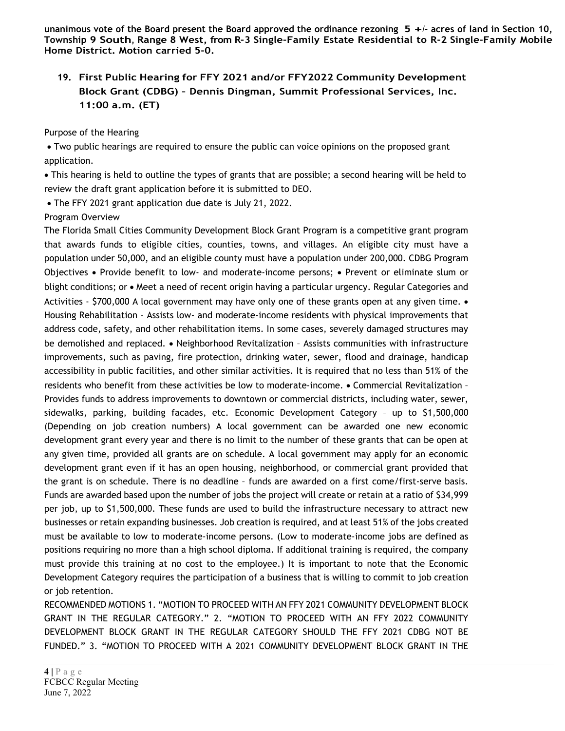**unanimous vote of the Board present the Board approved the ordinance rezoning 5 +/- acres of land in Section 10, Township 9 South, Range 8 West, from R-3 Single-Family Estate Residential to R-2 Single-Family Mobile Home District. Motion carried 5-0.**

## 19. First Public Hearing for FFY 2021 and/or FFY2022 Community Development Block Grant (CDBG) – Dennis Dingman, Summit Professional Services, Inc. 11:00 a.m. (ET)

Purpose of the Hearing

- Two public hearings are required to ensure the public can voice opinions on the proposed grant application.
- This hearing is held to outline the types of grants that are possible; a second hearing will be held to review the draft grant application before it is submitted to DEO.
- The FFY 2021 grant application due date is July 21, 2022.

Program Overview

The Florida Small Cities Community Development Block Grant Program is a competitive grant program that awards funds to eligible cities, counties, towns, and villages. An eligible city must have a population under 50,000, and an eligible county must have a population under 200,000. CDBG Program Objectives • Provide benefit to low- and moderate-income persons; • Prevent or eliminate slum or blight conditions; or • Meet a need of recent origin having a particular urgency. Regular Categories and Activities - $700,000 A local government may have only one of these grants open at any given time. • Housing Rehabilitation – Assists low- and moderate-income residents with physical improvements that address code, safety, and other rehabilitation items. In some cases, severely damaged structures may be demolished and replaced. • Neighborhood Revitalization – Assists communities with infrastructure improvements, such as paving, fire protection, drinking water, sewer, flood and drainage, handicap accessibility in public facilities, and other similar activities. It is required that no less than 51% of the residents who benefit from these activities be low to moderate-income. • Commercial Revitalization – Provides funds to address improvements to downtown or commercial districts, including water, sewer, sidewalks, parking, building facades, etc. Economic Development Category – up to $1,500,000 (Depending on job creation numbers) A local government can be awarded one new economic development grant every year and there is no limit to the number of these grants that can be open at any given time, provided all grants are on schedule. A local government may apply for an economic development grant even if it has an open housing, neighborhood, or commercial grant provided that the grant is on schedule. There is no deadline – funds are awarded on a first come/first-serve basis. Funds are awarded based upon the number of jobs the project will create or retain at a ratio of $34,999 per job, up to $1,500,000. These funds are used to build the infrastructure necessary to attract new businesses or retain expanding businesses. Job creation is required, and at least 51% of the jobs created must be available to low to moderate-income persons. (Low to moderate-income jobs are defined as positions requiring no more than a high school diploma. If additional training is required, the company must provide this training at no cost to the employee.) It is important to note that the Economic Development Category requires the participation of a business that is willing to commit to job creation or job retention.

RECOMMENDED MOTIONS 1. "MOTION TO PROCEED WITH AN FFY 2021 COMMUNITY DEVELOPMENT BLOCK GRANT IN THE REGULAR CATEGORY." 2. "MOTION TO PROCEED WITH AN FFY 2022 COMMUNITY DEVELOPMENT BLOCK GRANT IN THE REGULAR CATEGORY SHOULD THE FFY 2021 CDBG NOT BE FUNDED." 3. "MOTION TO PROCEED WITH A 2021 COMMUNITY DEVELOPMENT BLOCK GRANT IN THE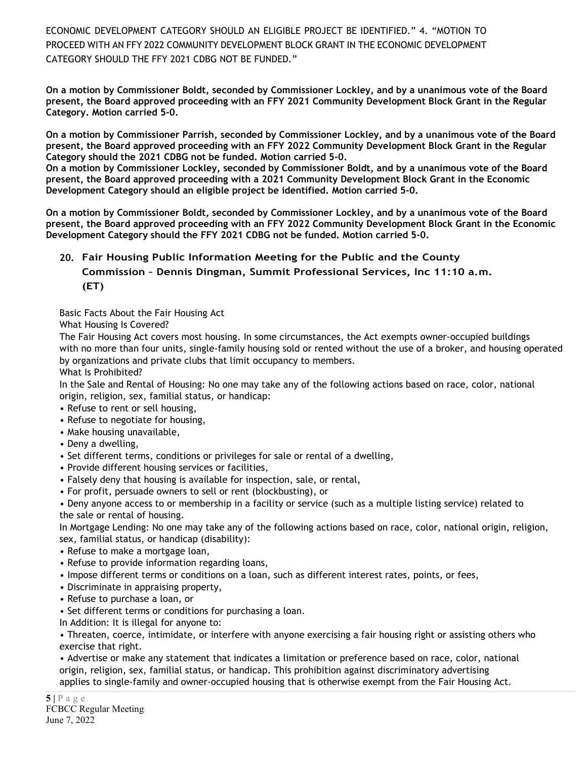ECONOMIC DEVELOPMENT CATEGORY SHOULD AN ELIGIBLE PROJECT BE IDENTIFIED." 4. "MOTION TO PROCEED WITH AN FFY 2022 COMMUNITY DEVELOPMENT BLOCK GRANT IN THE ECONOMIC DEVELOPMENT CATEGORY SHOULD THE FFY 2021 CDBG NOT BE FUNDED."

**On a motion by Commissioner Boldt, seconded by Commissioner Lockley, and by a unanimous vote of the Board present, the Board approved proceeding with an FFY 2021 Community Development Block Grant in the Regular Category. Motion carried 5-0.**

**On a motion by Commissioner Parrish, seconded by Commissioner Lockley, and by a unanimous vote of the Board present, the Board approved proceeding with an FFY 2022 Community Development Block Grant in the Regular Category should the 2021 CDBG not be funded. Motion carried 5-0.**
**On a motion by Commissioner Lockley, seconded by Commissioner Boldt, and by a unanimous vote of the Board present, the Board approved proceeding with a 2021 Community Development Block Grant in the Economic Development Category should an eligible project be identified. Motion carried 5-0.**

**On a motion by Commissioner Boldt, seconded by Commissioner Lockley, and by a unanimous vote of the Board present, the Board approved proceeding with an FFY 2022 Community Development Block Grant in the Economic Development Category should the FFY 2021 CDBG not be funded. Motion carried 5-0.**

## 20. Fair Housing Public Information Meeting for the Public and the County Commission – Dennis Dingman, Summit Professional Services, Inc 11:10 a.m. (ET)

Basic Facts About the Fair Housing Act

What Housing Is Covered?

The Fair Housing Act covers most housing. In some circumstances, the Act exempts owner-occupied buildings with no more than four units, single-family housing sold or rented without the use of a broker, and housing operated by organizations and private clubs that limit occupancy to members.

What Is Prohibited?

In the Sale and Rental of Housing: No one may take any of the following actions based on race, color, national origin, religion, sex, familial status, or handicap:

- Refuse to rent or sell housing,
- Refuse to negotiate for housing,
- Make housing unavailable,
- Deny a dwelling,
- Set different terms, conditions or privileges for sale or rental of a dwelling,
- Provide different housing services or facilities,
- Falsely deny that housing is available for inspection, sale, or rental,
- For profit, persuade owners to sell or rent (blockbusting), or
- Deny anyone access to or membership in a facility or service (such as a multiple listing service) related to the sale or rental of housing.

In Mortgage Lending: No one may take any of the following actions based on race, color, national origin, religion, sex, familial status, or handicap (disability):

- Refuse to make a mortgage loan,
- Refuse to provide information regarding loans,
- Impose different terms or conditions on a loan, such as different interest rates, points, or fees,
- Discriminate in appraising property,
- Refuse to purchase a loan, or
- Set different terms or conditions for purchasing a loan.

In Addition: It is illegal for anyone to:

- Threaten, coerce, intimidate, or interfere with anyone exercising a fair housing right or assisting others who exercise that right.
- Advertise or make any statement that indicates a limitation or preference based on race, color, national origin, religion, sex, familial status, or handicap. This prohibition against discriminatory advertising applies to single-family and owner-occupied housing that is otherwise exempt from the Fair Housing Act.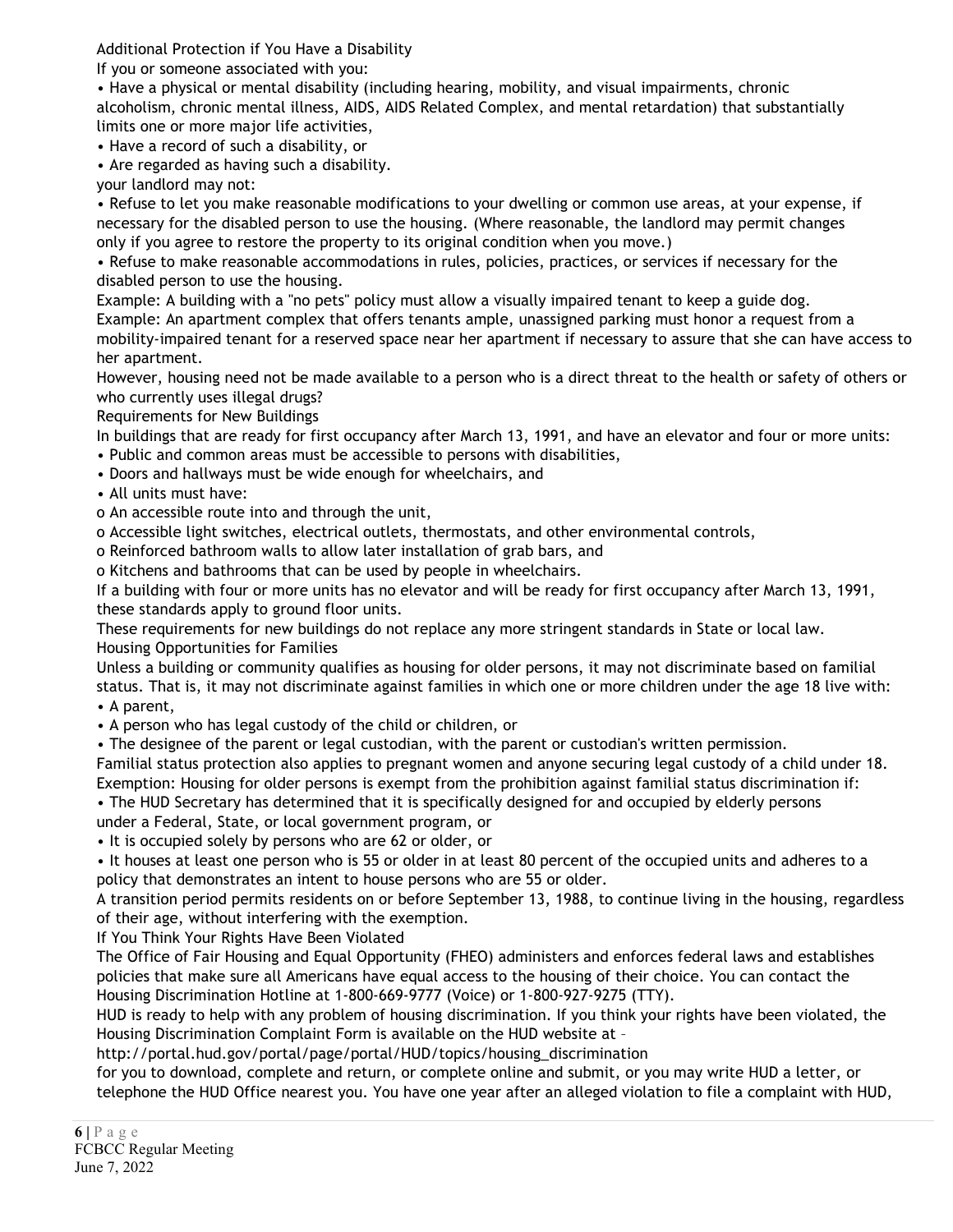Additional Protection if You Have a Disability

If you or someone associated with you:

- Have a physical or mental disability (including hearing, mobility, and visual impairments, chronic alcoholism, chronic mental illness, AIDS, AIDS Related Complex, and mental retardation) that substantially limits one or more major life activities,
- Have a record of such a disability, or
- Are regarded as having such a disability.

your landlord may not:

- Refuse to let you make reasonable modifications to your dwelling or common use areas, at your expense, if necessary for the disabled person to use the housing. (Where reasonable, the landlord may permit changes only if you agree to restore the property to its original condition when you move.)
- Refuse to make reasonable accommodations in rules, policies, practices, or services if necessary for the disabled person to use the housing.

Example: A building with a "no pets" policy must allow a visually impaired tenant to keep a guide dog.

Example: An apartment complex that offers tenants ample, unassigned parking must honor a request from a mobility-impaired tenant for a reserved space near her apartment if necessary to assure that she can have access to her apartment.

However, housing need not be made available to a person who is a direct threat to the health or safety of others or who currently uses illegal drugs?

Requirements for New Buildings

In buildings that are ready for first occupancy after March 13, 1991, and have an elevator and four or more units:

- Public and common areas must be accessible to persons with disabilities,
- Doors and hallways must be wide enough for wheelchairs, and
- All units must have:
  - o An accessible route into and through the unit,
  - o Accessible light switches, electrical outlets, thermostats, and other environmental controls,
  - o Reinforced bathroom walls to allow later installation of grab bars, and
  - o Kitchens and bathrooms that can be used by people in wheelchairs.

If a building with four or more units has no elevator and will be ready for first occupancy after March 13, 1991, these standards apply to ground floor units.

These requirements for new buildings do not replace any more stringent standards in State or local law.

Housing Opportunities for Families

Unless a building or community qualifies as housing for older persons, it may not discriminate based on familial status. That is, it may not discriminate against families in which one or more children under the age 18 live with:

- A parent,
- A person who has legal custody of the child or children, or
- The designee of the parent or legal custodian, with the parent or custodian's written permission.

Familial status protection also applies to pregnant women and anyone securing legal custody of a child under 18.

Exemption: Housing for older persons is exempt from the prohibition against familial status discrimination if:

- The HUD Secretary has determined that it is specifically designed for and occupied by elderly persons under a Federal, State, or local government program, or
- It is occupied solely by persons who are 62 or older, or
- It houses at least one person who is 55 or older in at least 80 percent of the occupied units and adheres to a policy that demonstrates an intent to house persons who are 55 or older.

A transition period permits residents on or before September 13, 1988, to continue living in the housing, regardless of their age, without interfering with the exemption.

If You Think Your Rights Have Been Violated

The Office of Fair Housing and Equal Opportunity (FHEO) administers and enforces federal laws and establishes policies that make sure all Americans have equal access to the housing of their choice. You can contact the Housing Discrimination Hotline at 1-800-669-9777 (Voice) or 1-800-927-9275 (TTY).

HUD is ready to help with any problem of housing discrimination. If you think your rights have been violated, the Housing Discrimination Complaint Form is available on the HUD website at –
http://portal.hud.gov/portal/page/portal/HUD/topics/housing_discrimination
for you to download, complete and return, or complete online and submit, or you may write HUD a letter, or telephone the HUD Office nearest you. You have one year after an alleged violation to file a complaint with HUD,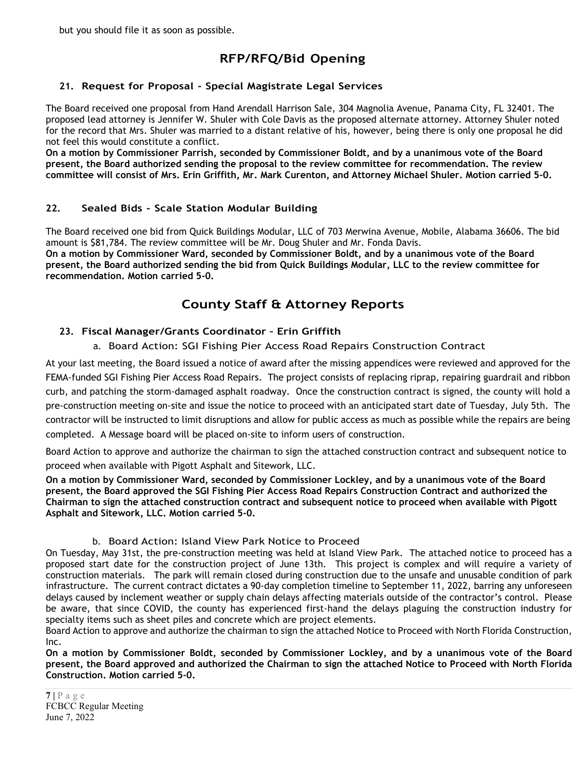but you should file it as soon as possible.

## RFP/RFQ/Bid Opening

### 21. Request for Proposal - Special Magistrate Legal Services

The Board received one proposal from Hand Arendall Harrison Sale, 304 Magnolia Avenue, Panama City, FL 32401. The proposed lead attorney is Jennifer W. Shuler with Cole Davis as the proposed alternate attorney. Attorney Shuler noted for the record that Mrs. Shuler was married to a distant relative of his, however, being there is only one proposal he did not feel this would constitute a conflict.

**On a motion by Commissioner Parrish, seconded by Commissioner Boldt, and by a unanimous vote of the Board present, the Board authorized sending the proposal to the review committee for recommendation. The review committee will consist of Mrs. Erin Griffith, Mr. Mark Curenton, and Attorney Michael Shuler. Motion carried 5-0.**

### 22. Sealed Bids - Scale Station Modular Building

The Board received one bid from Quick Buildings Modular, LLC of 703 Merwina Avenue, Mobile, Alabama 36606. The bid amount is $81,784. The review committee will be Mr. Doug Shuler and Mr. Fonda Davis.

**On a motion by Commissioner Ward, seconded by Commissioner Boldt, and by a unanimous vote of the Board present, the Board authorized sending the bid from Quick Buildings Modular, LLC to the review committee for recommendation. Motion carried 5-0.**

## County Staff & Attorney Reports

### 23. Fiscal Manager/Grants Coordinator – Erin Griffith

#### a. Board Action: SGI Fishing Pier Access Road Repairs Construction Contract

At your last meeting, the Board issued a notice of award after the missing appendices were reviewed and approved for the FEMA-funded SGI Fishing Pier Access Road Repairs. The project consists of replacing riprap, repairing guardrail and ribbon curb, and patching the storm-damaged asphalt roadway. Once the construction contract is signed, the county will hold a pre-construction meeting on-site and issue the notice to proceed with an anticipated start date of Tuesday, July 5th. The contractor will be instructed to limit disruptions and allow for public access as much as possible while the repairs are being completed. A Message board will be placed on-site to inform users of construction.

Board Action to approve and authorize the chairman to sign the attached construction contract and subsequent notice to proceed when available with Pigott Asphalt and Sitework, LLC.

**On a motion by Commissioner Ward, seconded by Commissioner Lockley, and by a unanimous vote of the Board present, the Board approved the SGI Fishing Pier Access Road Repairs Construction Contract and authorized the Chairman to sign the attached construction contract and subsequent notice to proceed when available with Pigott Asphalt and Sitework, LLC. Motion carried 5-0.**

#### b. Board Action: Island View Park Notice to Proceed

On Tuesday, May 31st, the pre-construction meeting was held at Island View Park. The attached notice to proceed has a proposed start date for the construction project of June 13th. This project is complex and will require a variety of construction materials. The park will remain closed during construction due to the unsafe and unusable condition of park infrastructure. The current contract dictates a 90-day completion timeline to September 11, 2022, barring any unforeseen delays caused by inclement weather or supply chain delays affecting materials outside of the contractor's control. Please be aware, that since COVID, the county has experienced first-hand the delays plaguing the construction industry for specialty items such as sheet piles and concrete which are project elements.

Board Action to approve and authorize the chairman to sign the attached Notice to Proceed with North Florida Construction, Inc.

**On a motion by Commissioner Boldt, seconded by Commissioner Lockley, and by a unanimous vote of the Board present, the Board approved and authorized the Chairman to sign the attached Notice to Proceed with North Florida Construction. Motion carried 5-0.**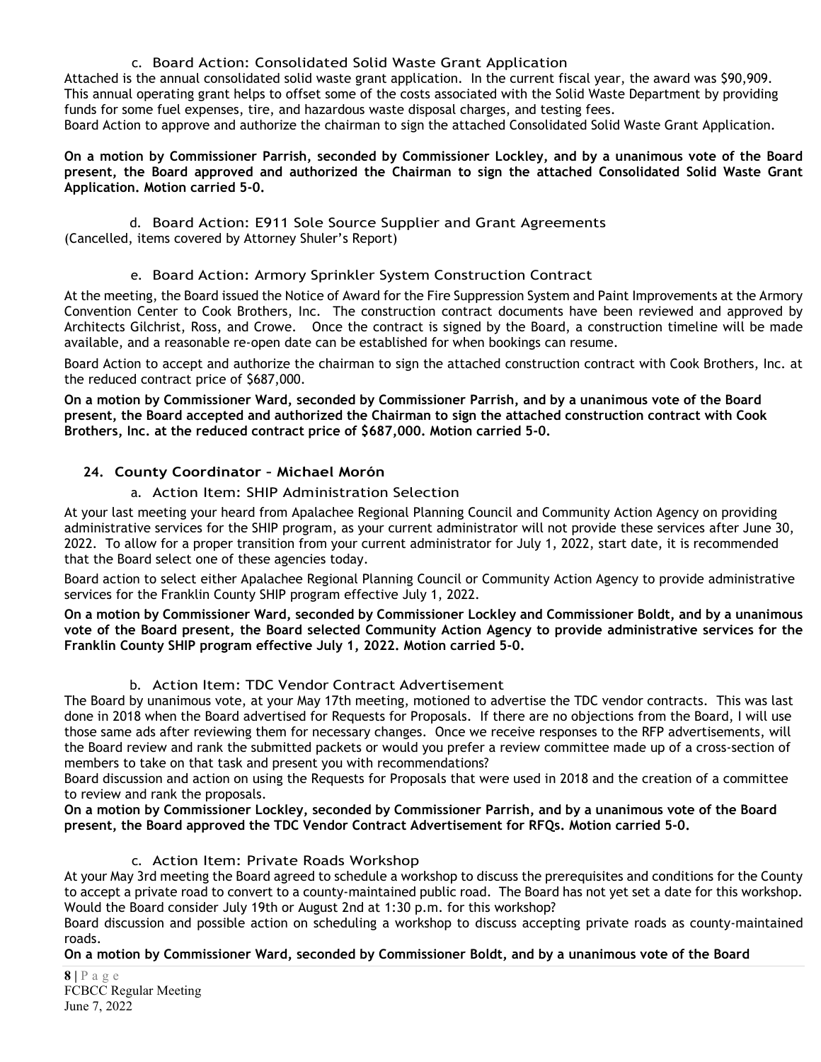#### c. Board Action: Consolidated Solid Waste Grant Application

Attached is the annual consolidated solid waste grant application. In the current fiscal year, the award was $90,909. This annual operating grant helps to offset some of the costs associated with the Solid Waste Department by providing funds for some fuel expenses, tire, and hazardous waste disposal charges, and testing fees.

Board Action to approve and authorize the chairman to sign the attached Consolidated Solid Waste Grant Application.

**On a motion by Commissioner Parrish, seconded by Commissioner Lockley, and by a unanimous vote of the Board present, the Board approved and authorized the Chairman to sign the attached Consolidated Solid Waste Grant Application. Motion carried 5-0.**

#### d. Board Action: E911 Sole Source Supplier and Grant Agreements

(Cancelled, items covered by Attorney Shuler's Report)

#### e. Board Action: Armory Sprinkler System Construction Contract

At the meeting, the Board issued the Notice of Award for the Fire Suppression System and Paint Improvements at the Armory Convention Center to Cook Brothers, Inc. The construction contract documents have been reviewed and approved by Architects Gilchrist, Ross, and Crowe. Once the contract is signed by the Board, a construction timeline will be made available, and a reasonable re-open date can be established for when bookings can resume.

Board Action to accept and authorize the chairman to sign the attached construction contract with Cook Brothers, Inc. at the reduced contract price of $687,000.

**On a motion by Commissioner Ward, seconded by Commissioner Parrish, and by a unanimous vote of the Board present, the Board accepted and authorized the Chairman to sign the attached construction contract with Cook Brothers, Inc. at the reduced contract price of $687,000. Motion carried 5-0.**

### 24. County Coordinator – Michael Morón

#### a. Action Item: SHIP Administration Selection

At your last meeting your heard from Apalachee Regional Planning Council and Community Action Agency on providing administrative services for the SHIP program, as your current administrator will not provide these services after June 30, 2022. To allow for a proper transition from your current administrator for July 1, 2022, start date, it is recommended that the Board select one of these agencies today.

Board action to select either Apalachee Regional Planning Council or Community Action Agency to provide administrative services for the Franklin County SHIP program effective July 1, 2022.

**On a motion by Commissioner Ward, seconded by Commissioner Lockley and Commissioner Boldt, and by a unanimous vote of the Board present, the Board selected Community Action Agency to provide administrative services for the Franklin County SHIP program effective July 1, 2022. Motion carried 5-0.**

#### b. Action Item: TDC Vendor Contract Advertisement

The Board by unanimous vote, at your May 17th meeting, motioned to advertise the TDC vendor contracts. This was last done in 2018 when the Board advertised for Requests for Proposals. If there are no objections from the Board, I will use those same ads after reviewing them for necessary changes. Once we receive responses to the RFP advertisements, will the Board review and rank the submitted packets or would you prefer a review committee made up of a cross-section of members to take on that task and present you with recommendations?

Board discussion and action on using the Requests for Proposals that were used in 2018 and the creation of a committee to review and rank the proposals.

**On a motion by Commissioner Lockley, seconded by Commissioner Parrish, and by a unanimous vote of the Board present, the Board approved the TDC Vendor Contract Advertisement for RFQs. Motion carried 5-0.**

#### c. Action Item: Private Roads Workshop

At your May 3rd meeting the Board agreed to schedule a workshop to discuss the prerequisites and conditions for the County to accept a private road to convert to a county-maintained public road. The Board has not yet set a date for this workshop. Would the Board consider July 19th or August 2nd at 1:30 p.m. for this workshop?

Board discussion and possible action on scheduling a workshop to discuss accepting private roads as county-maintained roads.

**On a motion by Commissioner Ward, seconded by Commissioner Boldt, and by a unanimous vote of the Board**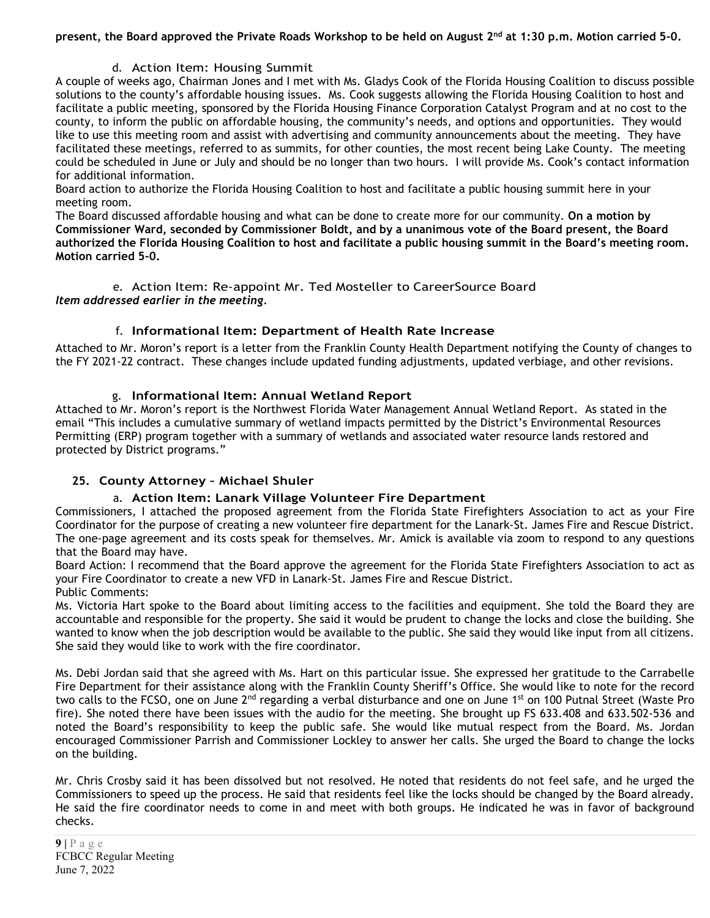**present, the Board approved the Private Roads Workshop to be held on August 2nd at 1:30 p.m. Motion carried 5-0.**

d. Action Item: Housing Summit

A couple of weeks ago, Chairman Jones and I met with Ms. Gladys Cook of the Florida Housing Coalition to discuss possible solutions to the county's affordable housing issues. Ms. Cook suggests allowing the Florida Housing Coalition to host and facilitate a public meeting, sponsored by the Florida Housing Finance Corporation Catalyst Program and at no cost to the county, to inform the public on affordable housing, the community's needs, and options and opportunities. They would like to use this meeting room and assist with advertising and community announcements about the meeting. They have facilitated these meetings, referred to as summits, for other counties, the most recent being Lake County. The meeting could be scheduled in June or July and should be no longer than two hours. I will provide Ms. Cook's contact information for additional information.

Board action to authorize the Florida Housing Coalition to host and facilitate a public housing summit here in your meeting room.

The Board discussed affordable housing and what can be done to create more for our community. **On a motion by Commissioner Ward, seconded by Commissioner Boldt, and by a unanimous vote of the Board present, the Board authorized the Florida Housing Coalition to host and facilitate a public housing summit in the Board's meeting room. Motion carried 5-0.**

e. Action Item: Re-appoint Mr. Ted Mosteller to CareerSource Board

***Item addressed earlier in the meeting.***

f. **Informational Item: Department of Health Rate Increase**

Attached to Mr. Moron's report is a letter from the Franklin County Health Department notifying the County of changes to the FY 2021-22 contract. These changes include updated funding adjustments, updated verbiage, and other revisions.

g. **Informational Item: Annual Wetland Report**

Attached to Mr. Moron's report is the Northwest Florida Water Management Annual Wetland Report. As stated in the email "This includes a cumulative summary of wetland impacts permitted by the District's Environmental Resources Permitting (ERP) program together with a summary of wetlands and associated water resource lands restored and protected by District programs."

### 25. County Attorney – Michael Shuler

a. **Action Item: Lanark Village Volunteer Fire Department**

Commissioners, I attached the proposed agreement from the Florida State Firefighters Association to act as your Fire Coordinator for the purpose of creating a new volunteer fire department for the Lanark-St. James Fire and Rescue District. The one-page agreement and its costs speak for themselves. Mr. Amick is available via zoom to respond to any questions that the Board may have.

Board Action: I recommend that the Board approve the agreement for the Florida State Firefighters Association to act as your Fire Coordinator to create a new VFD in Lanark-St. James Fire and Rescue District.

Public Comments:

Ms. Victoria Hart spoke to the Board about limiting access to the facilities and equipment. She told the Board they are accountable and responsible for the property. She said it would be prudent to change the locks and close the building. She wanted to know when the job description would be available to the public. She said they would like input from all citizens. She said they would like to work with the fire coordinator.

Ms. Debi Jordan said that she agreed with Ms. Hart on this particular issue. She expressed her gratitude to the Carrabelle Fire Department for their assistance along with the Franklin County Sheriff's Office. She would like to note for the record two calls to the FCSO, one on June 2nd regarding a verbal disturbance and one on June 1st on 100 Putnal Street (Waste Pro fire). She noted there have been issues with the audio for the meeting. She brought up FS 633.408 and 633.502-536 and noted the Board's responsibility to keep the public safe. She would like mutual respect from the Board. Ms. Jordan encouraged Commissioner Parrish and Commissioner Lockley to answer her calls. She urged the Board to change the locks on the building.

Mr. Chris Crosby said it has been dissolved but not resolved. He noted that residents do not feel safe, and he urged the Commissioners to speed up the process. He said that residents feel like the locks should be changed by the Board already. He said the fire coordinator needs to come in and meet with both groups. He indicated he was in favor of background checks.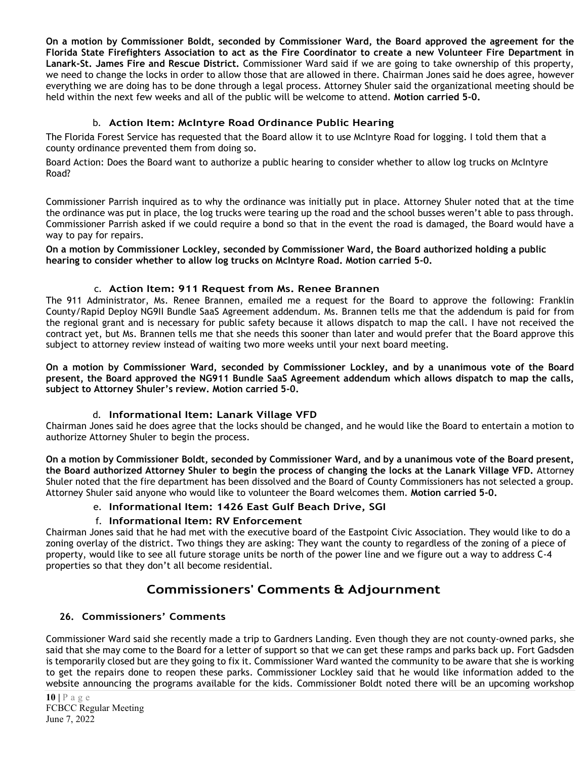**On a motion by Commissioner Boldt, seconded by Commissioner Ward, the Board approved the agreement for the Florida State Firefighters Association to act as the Fire Coordinator to create a new Volunteer Fire Department in Lanark-St. James Fire and Rescue District.** Commissioner Ward said if we are going to take ownership of this property, we need to change the locks in order to allow those that are allowed in there. Chairman Jones said he does agree, however everything we are doing has to be done through a legal process. Attorney Shuler said the organizational meeting should be held within the next few weeks and all of the public will be welcome to attend. **Motion carried 5-0.**

### b. Action Item: McIntyre Road Ordinance Public Hearing

The Florida Forest Service has requested that the Board allow it to use McIntyre Road for logging. I told them that a county ordinance prevented them from doing so.

Board Action: Does the Board want to authorize a public hearing to consider whether to allow log trucks on McIntyre Road?

Commissioner Parrish inquired as to why the ordinance was initially put in place. Attorney Shuler noted that at the time the ordinance was put in place, the log trucks were tearing up the road and the school busses weren't able to pass through. Commissioner Parrish asked if we could require a bond so that in the event the road is damaged, the Board would have a way to pay for repairs.

**On a motion by Commissioner Lockley, seconded by Commissioner Ward, the Board authorized holding a public hearing to consider whether to allow log trucks on McIntyre Road. Motion carried 5-0.**

### c. Action Item: 911 Request from Ms. Renee Brannen

The 911 Administrator, Ms. Renee Brannen, emailed me a request for the Board to approve the following: Franklin County/Rapid Deploy NG9II Bundle SaaS Agreement addendum. Ms. Brannen tells me that the addendum is paid for from the regional grant and is necessary for public safety because it allows dispatch to map the call. I have not received the contract yet, but Ms. Brannen tells me that she needs this sooner than later and would prefer that the Board approve this subject to attorney review instead of waiting two more weeks until your next board meeting.

**On a motion by Commissioner Ward, seconded by Commissioner Lockley, and by a unanimous vote of the Board present, the Board approved the NG911 Bundle SaaS Agreement addendum which allows dispatch to map the calls, subject to Attorney Shuler's review. Motion carried 5-0.**

### d. Informational Item: Lanark Village VFD

Chairman Jones said he does agree that the locks should be changed, and he would like the Board to entertain a motion to authorize Attorney Shuler to begin the process.

**On a motion by Commissioner Boldt, seconded by Commissioner Ward, and by a unanimous vote of the Board present, the Board authorized Attorney Shuler to begin the process of changing the locks at the Lanark Village VFD.** Attorney Shuler noted that the fire department has been dissolved and the Board of County Commissioners has not selected a group. Attorney Shuler said anyone who would like to volunteer the Board welcomes them. **Motion carried 5-0.**

### e. Informational Item: 1426 East Gulf Beach Drive, SGI

### f. Informational Item: RV Enforcement

Chairman Jones said that he had met with the executive board of the Eastpoint Civic Association. They would like to do a zoning overlay of the district. Two things they are asking: They want the county to regardless of the zoning of a piece of property, would like to see all future storage units be north of the power line and we figure out a way to address C-4 properties so that they don't all become residential.

## Commissioners' Comments & Adjournment

### 26. Commissioners' Comments

Commissioner Ward said she recently made a trip to Gardners Landing. Even though they are not county-owned parks, she said that she may come to the Board for a letter of support so that we can get these ramps and parks back up. Fort Gadsden is temporarily closed but are they going to fix it. Commissioner Ward wanted the community to be aware that she is working to get the repairs done to reopen these parks. Commissioner Lockley said that he would like information added to the website announcing the programs available for the kids. Commissioner Boldt noted there will be an upcoming workshop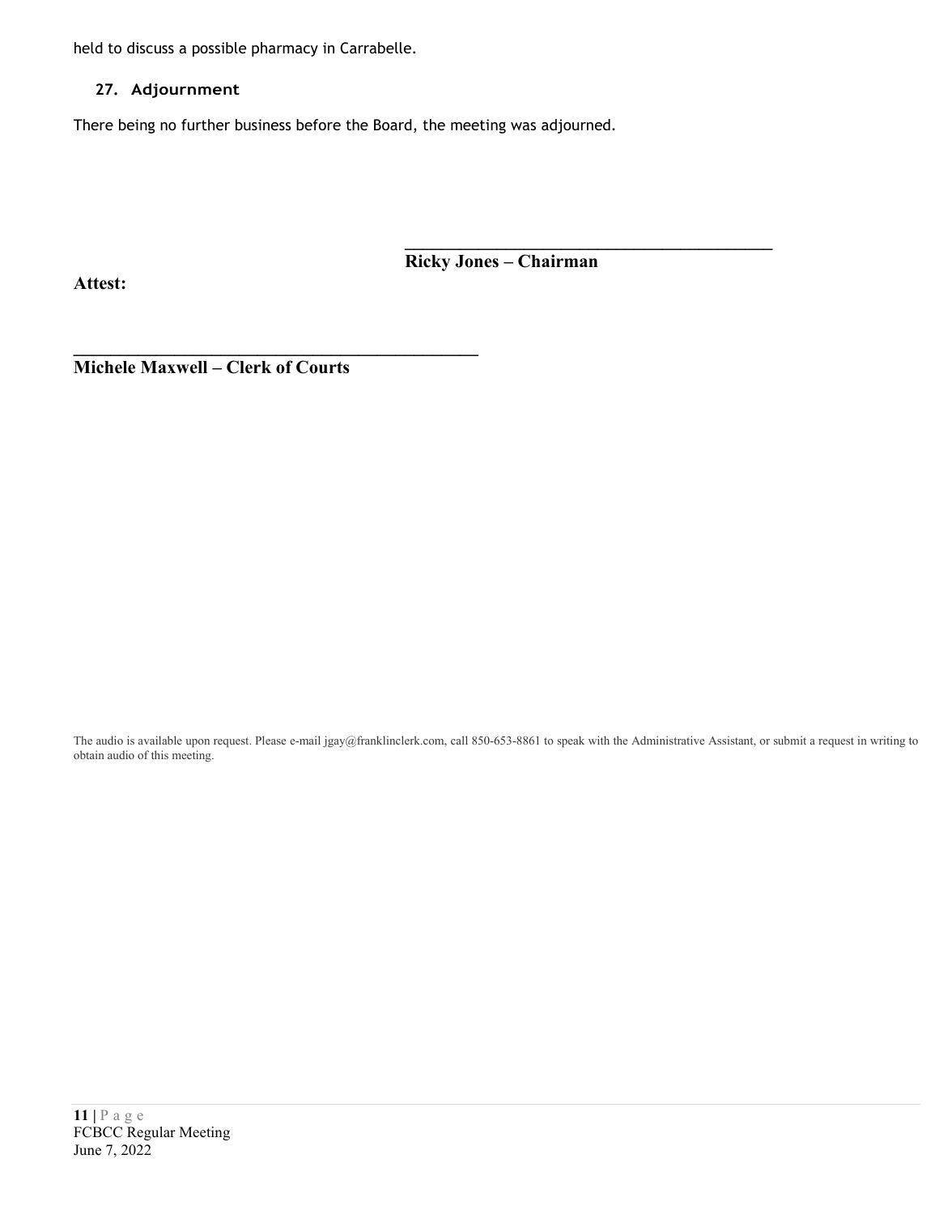held to discuss a possible pharmacy in Carrabelle.

### 27. Adjournment

There being no further business before the Board, the meeting was adjourned.

\_\_\_\_\_\_\_\_\_\_\_\_\_\_\_\_\_\_\_\_\_\_\_\_\_\_\_\_\_\_\_\_\_\_\_\_\_\_\_\_\_\_

**Ricky Jones – Chairman**

**Attest:**

\_\_\_\_\_\_\_\_\_\_\_\_\_\_\_\_\_\_\_\_\_\_\_\_\_\_\_\_\_\_\_\_\_\_\_\_\_\_\_\_\_\_\_\_\_

**Michele Maxwell – Clerk of Courts**

The audio is available upon request. Please e-mail jgay@franklinclerk.com, call 850-653-8861 to speak with the Administrative Assistant, or submit a request in writing to obtain audio of this meeting.